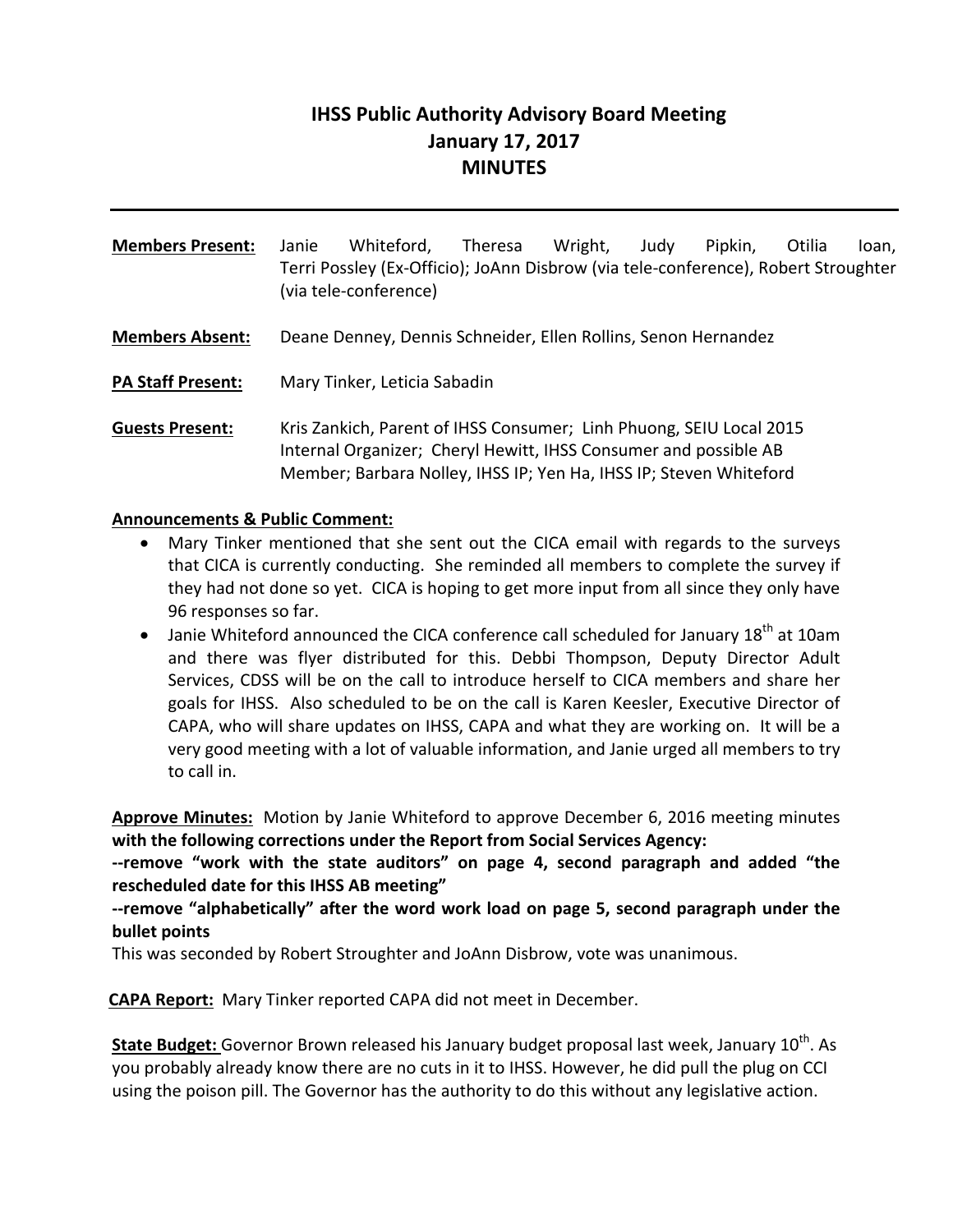# IHSS Public Authority Advisory Board Meeting
# January 17, 2017
# MINUTES

---

**Members Present:** Janie Whiteford, Theresa Wright, Judy Pipkin, Otilia Ioan, Terri Possley (Ex-Officio); JoAnn Disbrow (via tele-conference), Robert Stroughter (via tele-conference)

**Members Absent:** Deane Denney, Dennis Schneider, Ellen Rollins, Senon Hernandez

**PA Staff Present:** Mary Tinker, Leticia Sabadin

**Guests Present:** Kris Zankich, Parent of IHSS Consumer; Linh Phuong, SEIU Local 2015 Internal Organizer; Cheryl Hewitt, IHSS Consumer and possible AB Member; Barbara Nolley, IHSS IP; Yen Ha, IHSS IP; Steven Whiteford

**Announcements & Public Comment:**

- Mary Tinker mentioned that she sent out the CICA email with regards to the surveys that CICA is currently conducting. She reminded all members to complete the survey if they had not done so yet. CICA is hoping to get more input from all since they only have 96 responses so far.
- Janie Whiteford announced the CICA conference call scheduled for January 18th at 10am and there was flyer distributed for this. Debbi Thompson, Deputy Director Adult Services, CDSS will be on the call to introduce herself to CICA members and share her goals for IHSS. Also scheduled to be on the call is Karen Keesler, Executive Director of CAPA, who will share updates on IHSS, CAPA and what they are working on. It will be a very good meeting with a lot of valuable information, and Janie urged all members to try to call in.

**Approve Minutes:** Motion by Janie Whiteford to approve December 6, 2016 meeting minutes **with the following corrections under the Report from Social Services Agency:**

**--remove "work with the state auditors" on page 4, second paragraph and added "the rescheduled date for this IHSS AB meeting"**

**--remove "alphabetically" after the word work load on page 5, second paragraph under the bullet points**

This was seconded by Robert Stroughter and JoAnn Disbrow, vote was unanimous.

**CAPA Report:** Mary Tinker reported CAPA did not meet in December.

**State Budget:** Governor Brown released his January budget proposal last week, January 10th. As you probably already know there are no cuts in it to IHSS. However, he did pull the plug on CCI using the poison pill. The Governor has the authority to do this without any legislative action.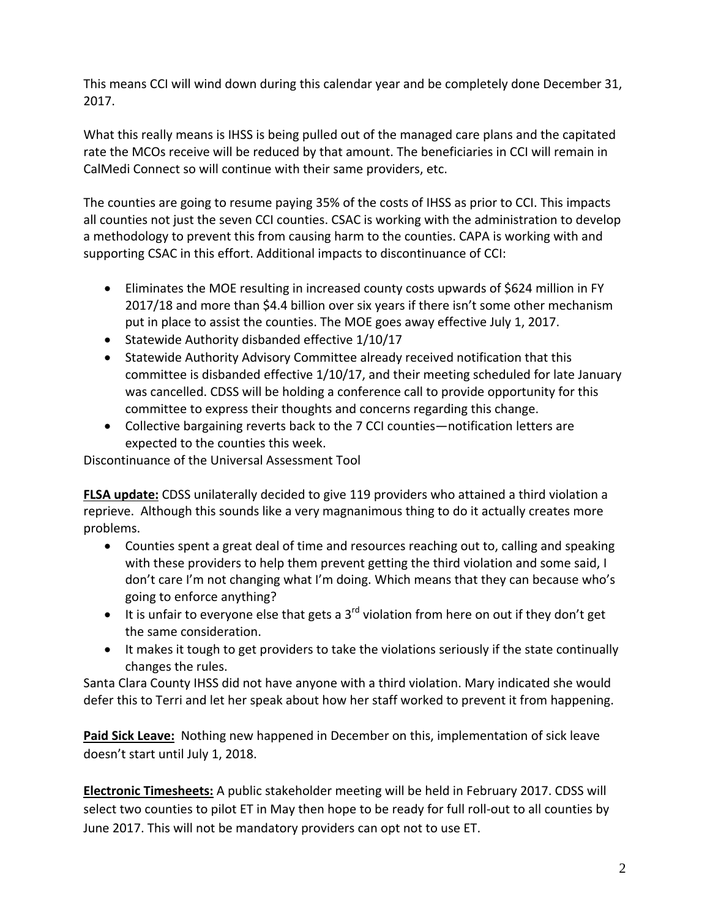This means CCI will wind down during this calendar year and be completely done December 31, 2017.

What this really means is IHSS is being pulled out of the managed care plans and the capitated rate the MCOs receive will be reduced by that amount. The beneficiaries in CCI will remain in CalMedi Connect so will continue with their same providers, etc.

The counties are going to resume paying 35% of the costs of IHSS as prior to CCI. This impacts all counties not just the seven CCI counties. CSAC is working with the administration to develop a methodology to prevent this from causing harm to the counties. CAPA is working with and supporting CSAC in this effort. Additional impacts to discontinuance of CCI:

- Eliminates the MOE resulting in increased county costs upwards of $624 million in FY 2017/18 and more than $4.4 billion over six years if there isn't some other mechanism put in place to assist the counties. The MOE goes away effective July 1, 2017.
- Statewide Authority disbanded effective 1/10/17
- Statewide Authority Advisory Committee already received notification that this committee is disbanded effective 1/10/17, and their meeting scheduled for late January was cancelled. CDSS will be holding a conference call to provide opportunity for this committee to express their thoughts and concerns regarding this change.
- Collective bargaining reverts back to the 7 CCI counties—notification letters are expected to the counties this week.

Discontinuance of the Universal Assessment Tool

**FLSA update:** CDSS unilaterally decided to give 119 providers who attained a third violation a reprieve. Although this sounds like a very magnanimous thing to do it actually creates more problems.

- Counties spent a great deal of time and resources reaching out to, calling and speaking with these providers to help them prevent getting the third violation and some said, I don't care I'm not changing what I'm doing. Which means that they can because who's going to enforce anything?
- It is unfair to everyone else that gets a 3rd violation from here on out if they don't get the same consideration.
- It makes it tough to get providers to take the violations seriously if the state continually changes the rules.

Santa Clara County IHSS did not have anyone with a third violation. Mary indicated she would defer this to Terri and let her speak about how her staff worked to prevent it from happening.

**Paid Sick Leave:** Nothing new happened in December on this, implementation of sick leave doesn't start until July 1, 2018.

**Electronic Timesheets:** A public stakeholder meeting will be held in February 2017. CDSS will select two counties to pilot ET in May then hope to be ready for full roll-out to all counties by June 2017. This will not be mandatory providers can opt not to use ET.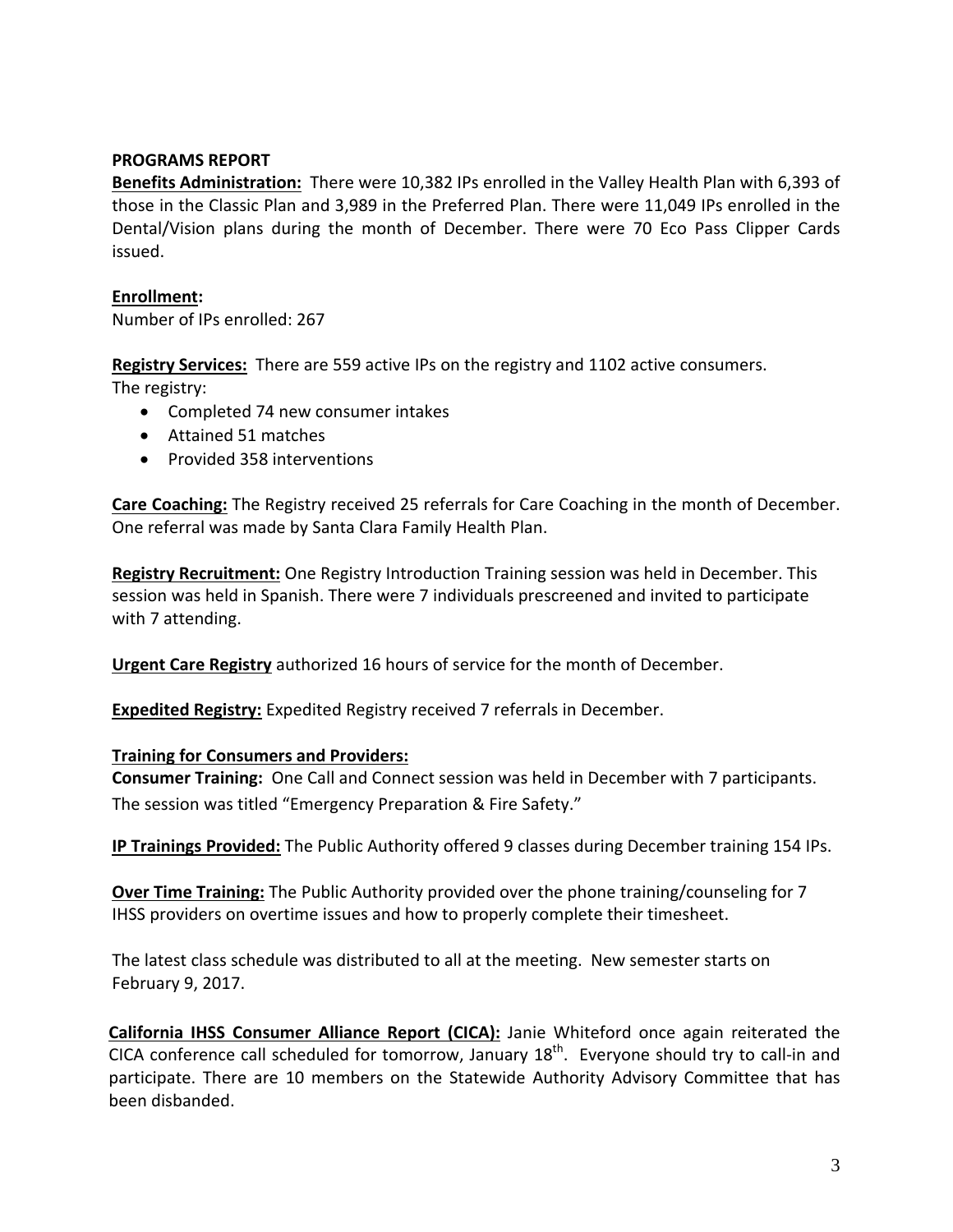**PROGRAMS REPORT**

**Benefits Administration:** There were 10,382 IPs enrolled in the Valley Health Plan with 6,393 of those in the Classic Plan and 3,989 in the Preferred Plan. There were 11,049 IPs enrolled in the Dental/Vision plans during the month of December. There were 70 Eco Pass Clipper Cards issued.

**Enrollment:**
Number of IPs enrolled: 267

**Registry Services:** There are 559 active IPs on the registry and 1102 active consumers.
The registry:

- Completed 74 new consumer intakes
- Attained 51 matches
- Provided 358 interventions

**Care Coaching:** The Registry received 25 referrals for Care Coaching in the month of December. One referral was made by Santa Clara Family Health Plan.

**Registry Recruitment:** One Registry Introduction Training session was held in December. This session was held in Spanish. There were 7 individuals prescreened and invited to participate with 7 attending.

**Urgent Care Registry** authorized 16 hours of service for the month of December.

**Expedited Registry:** Expedited Registry received 7 referrals in December.

**Training for Consumers and Providers:**

**Consumer Training:** One Call and Connect session was held in December with 7 participants. The session was titled "Emergency Preparation & Fire Safety."

**IP Trainings Provided:** The Public Authority offered 9 classes during December training 154 IPs.

**Over Time Training:** The Public Authority provided over the phone training/counseling for 7 IHSS providers on overtime issues and how to properly complete their timesheet.

The latest class schedule was distributed to all at the meeting. New semester starts on February 9, 2017.

**California IHSS Consumer Alliance Report (CICA):** Janie Whiteford once again reiterated the CICA conference call scheduled for tomorrow, January 18th. Everyone should try to call-in and participate. There are 10 members on the Statewide Authority Advisory Committee that has been disbanded.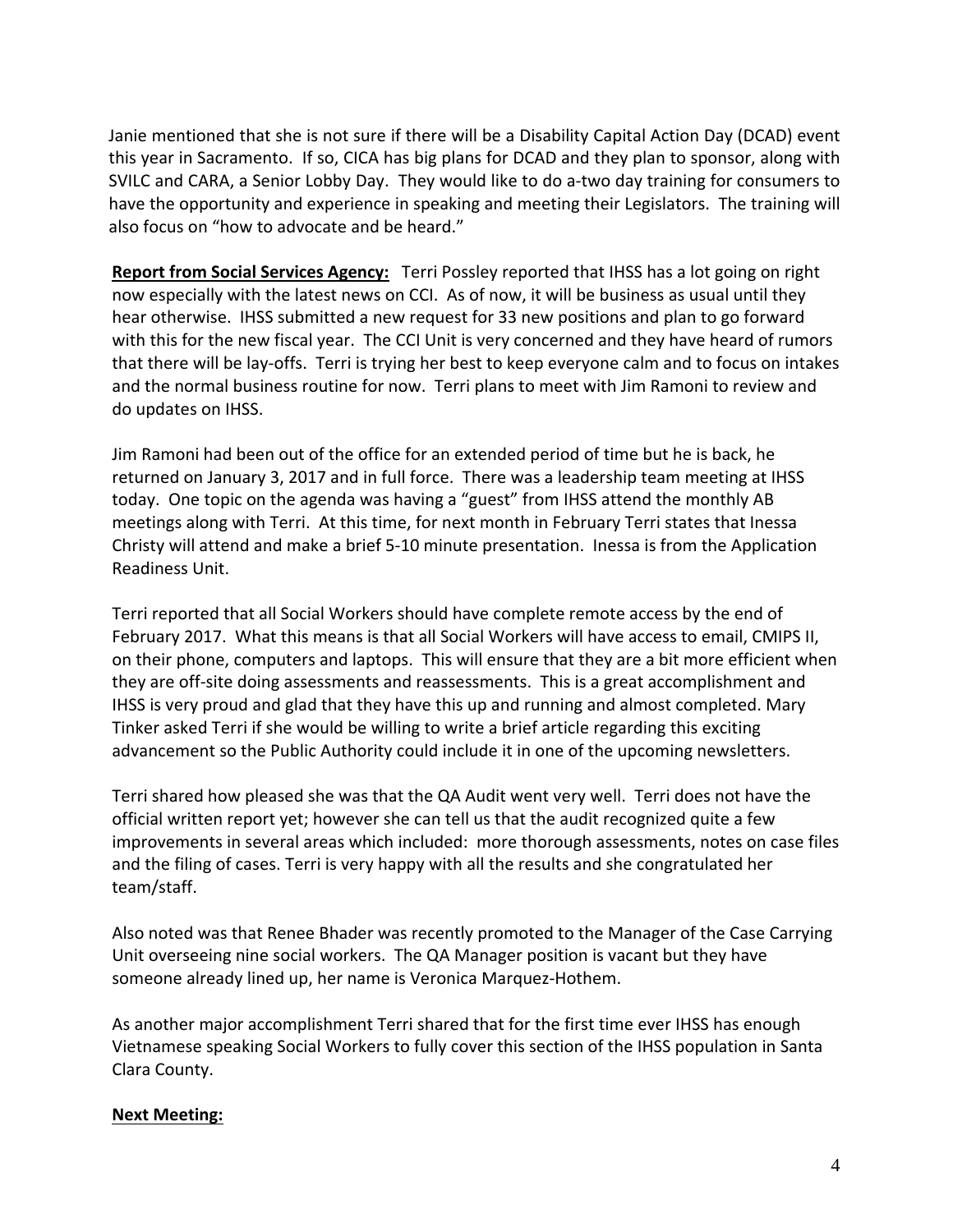Janie mentioned that she is not sure if there will be a Disability Capital Action Day (DCAD) event this year in Sacramento. If so, CICA has big plans for DCAD and they plan to sponsor, along with SVILC and CARA, a Senior Lobby Day. They would like to do a-two day training for consumers to have the opportunity and experience in speaking and meeting their Legislators. The training will also focus on "how to advocate and be heard."

**Report from Social Services Agency:** Terri Possley reported that IHSS has a lot going on right now especially with the latest news on CCI. As of now, it will be business as usual until they hear otherwise. IHSS submitted a new request for 33 new positions and plan to go forward with this for the new fiscal year. The CCI Unit is very concerned and they have heard of rumors that there will be lay-offs. Terri is trying her best to keep everyone calm and to focus on intakes and the normal business routine for now. Terri plans to meet with Jim Ramoni to review and do updates on IHSS.

Jim Ramoni had been out of the office for an extended period of time but he is back, he returned on January 3, 2017 and in full force. There was a leadership team meeting at IHSS today. One topic on the agenda was having a "guest" from IHSS attend the monthly AB meetings along with Terri. At this time, for next month in February Terri states that Inessa Christy will attend and make a brief 5-10 minute presentation. Inessa is from the Application Readiness Unit.

Terri reported that all Social Workers should have complete remote access by the end of February 2017. What this means is that all Social Workers will have access to email, CMIPS II, on their phone, computers and laptops. This will ensure that they are a bit more efficient when they are off-site doing assessments and reassessments. This is a great accomplishment and IHSS is very proud and glad that they have this up and running and almost completed. Mary Tinker asked Terri if she would be willing to write a brief article regarding this exciting advancement so the Public Authority could include it in one of the upcoming newsletters.

Terri shared how pleased she was that the QA Audit went very well. Terri does not have the official written report yet; however she can tell us that the audit recognized quite a few improvements in several areas which included: more thorough assessments, notes on case files and the filing of cases. Terri is very happy with all the results and she congratulated her team/staff.

Also noted was that Renee Bhader was recently promoted to the Manager of the Case Carrying Unit overseeing nine social workers. The QA Manager position is vacant but they have someone already lined up, her name is Veronica Marquez-Hothem.

As another major accomplishment Terri shared that for the first time ever IHSS has enough Vietnamese speaking Social Workers to fully cover this section of the IHSS population in Santa Clara County.

**Next Meeting:**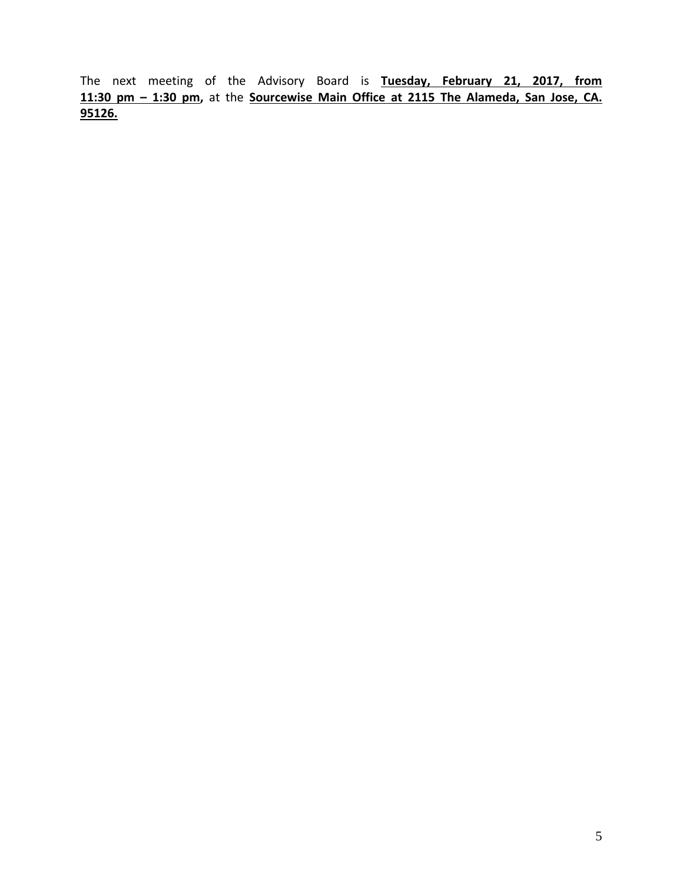The next meeting of the Advisory Board is **Tuesday, February 21, 2017, from 11:30 pm – 1:30 pm,** at the **Sourcewise Main Office at 2115 The Alameda, San Jose, CA. 95126.**